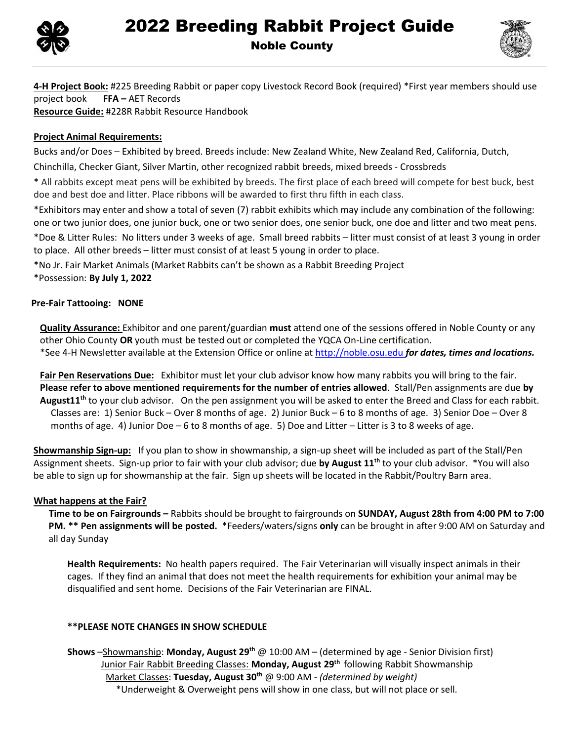# 2022 Breeding Rabbit Project Guide

## Noble County

**4-H Project Book:** #225 Breeding Rabbit or paper copy Livestock Record Book (required) *First year members should use project book **FFA –** AET Records
**Resource Guide:** #228R Rabbit Resource Handbook

**Project Animal Requirements:**

Bucks and/or Does – Exhibited by breed. Breeds include: New Zealand White, New Zealand Red, California, Dutch, Chinchilla, Checker Giant, Silver Martin, other recognized rabbit breeds, mixed breeds - Crossbreds

* All rabbits except meat pens will be exhibited by breeds. The first place of each breed will compete for best buck, best doe and best doe and litter. Place ribbons will be awarded to first thru fifth in each class.

*Exhibitors may enter and show a total of seven (7) rabbit exhibits which may include any combination of the following: one or two junior does, one junior buck, one or two senior does, one senior buck, one doe and litter and two meat pens.

*Doe & Litter Rules: No litters under 3 weeks of age. Small breed rabbits – litter must consist of at least 3 young in order to place. All other breeds – litter must consist of at least 5 young in order to place.

*No Jr. Fair Market Animals (Market Rabbits can't be shown as a Rabbit Breeding Project

*Possession: **By July 1, 2022**

**Pre-Fair Tattooing: NONE**

**Quality Assurance:** Exhibitor and one parent/guardian **must** attend one of the sessions offered in Noble County or any other Ohio County **OR** youth must be tested out or completed the YQCA On-Line certification.
*See 4-H Newsletter available at the Extension Office or online at http://noble.osu.edu ***for dates, times and locations.***

**Fair Pen Reservations Due:** Exhibitor must let your club advisor know how many rabbits you will bring to the fair. **Please refer to above mentioned requirements for the number of entries allowed**. Stall/Pen assignments are due **by August11th** to your club advisor. On the pen assignment you will be asked to enter the Breed and Class for each rabbit. Classes are: 1) Senior Buck – Over 8 months of age. 2) Junior Buck – 6 to 8 months of age. 3) Senior Doe – Over 8 months of age. 4) Junior Doe – 6 to 8 months of age. 5) Doe and Litter – Litter is 3 to 8 weeks of age.

**Showmanship Sign-up:** If you plan to show in showmanship, a sign-up sheet will be included as part of the Stall/Pen Assignment sheets. Sign-up prior to fair with your club advisor; due **by August 11th** to your club advisor. *You will also be able to sign up for showmanship at the fair. Sign up sheets will be located in the Rabbit/Poultry Barn area.

**What happens at the Fair?**

**Time to be on Fairgrounds –** Rabbits should be brought to fairgrounds on **SUNDAY, August 28th from 4:00 PM to 7:00 PM. ** Pen assignments will be posted.** *Feeders/waters/signs **only** can be brought in after 9:00 AM on Saturday and all day Sunday

**Health Requirements:** No health papers required. The Fair Veterinarian will visually inspect animals in their cages. If they find an animal that does not meet the health requirements for exhibition your animal may be disqualified and sent home. Decisions of the Fair Veterinarian are FINAL.

****PLEASE NOTE CHANGES IN SHOW SCHEDULE**

**Shows** –Showmanship: **Monday, August 29th** @ 10:00 AM – (determined by age - Senior Division first)
Junior Fair Rabbit Breeding Classes: **Monday, August 29th** following Rabbit Showmanship
Market Classes: **Tuesday, August 30th** @ 9:00 AM - *(determined by weight)*
*Underweight & Overweight pens will show in one class, but will not place or sell.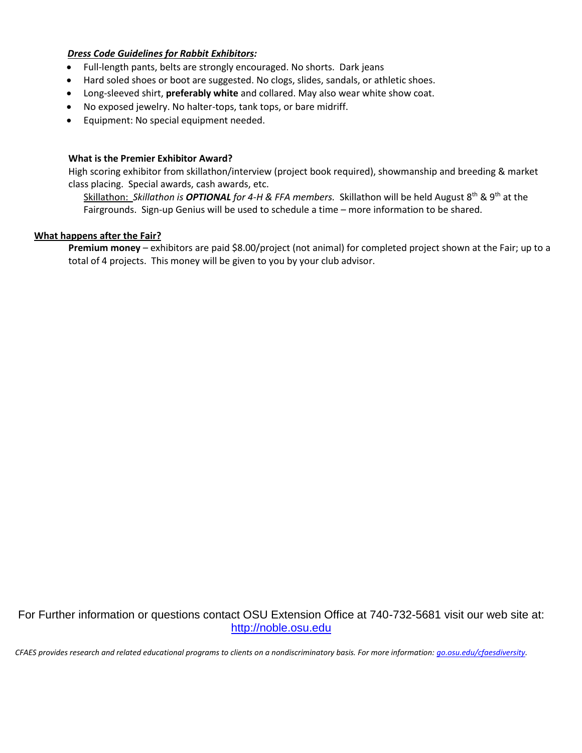***Dress Code Guidelines for Rabbit Exhibitors:***

- Full-length pants, belts are strongly encouraged. No shorts. Dark jeans
- Hard soled shoes or boot are suggested. No clogs, slides, sandals, or athletic shoes.
- Long-sleeved shirt, **preferably white** and collared. May also wear white show coat.
- No exposed jewelry. No halter-tops, tank tops, or bare midriff.
- Equipment: No special equipment needed.

**What is the Premier Exhibitor Award?**

High scoring exhibitor from skillathon/interview (project book required), showmanship and breeding & market class placing. Special awards, cash awards, etc.

Skillathon: *Skillathon is **OPTIONAL** for 4-H & FFA members.* Skillathon will be held August 8th & 9th at the Fairgrounds. Sign-up Genius will be used to schedule a time – more information to be shared.

**What happens after the Fair?**

**Premium money** – exhibitors are paid $8.00/project (not animal) for completed project shown at the Fair; up to a total of 4 projects. This money will be given to you by your club advisor.

For Further information or questions contact OSU Extension Office at 740-732-5681 visit our web site at: http://noble.osu.edu

*CFAES provides research and related educational programs to clients on a nondiscriminatory basis. For more information: go.osu.edu/cfaesdiversity.*